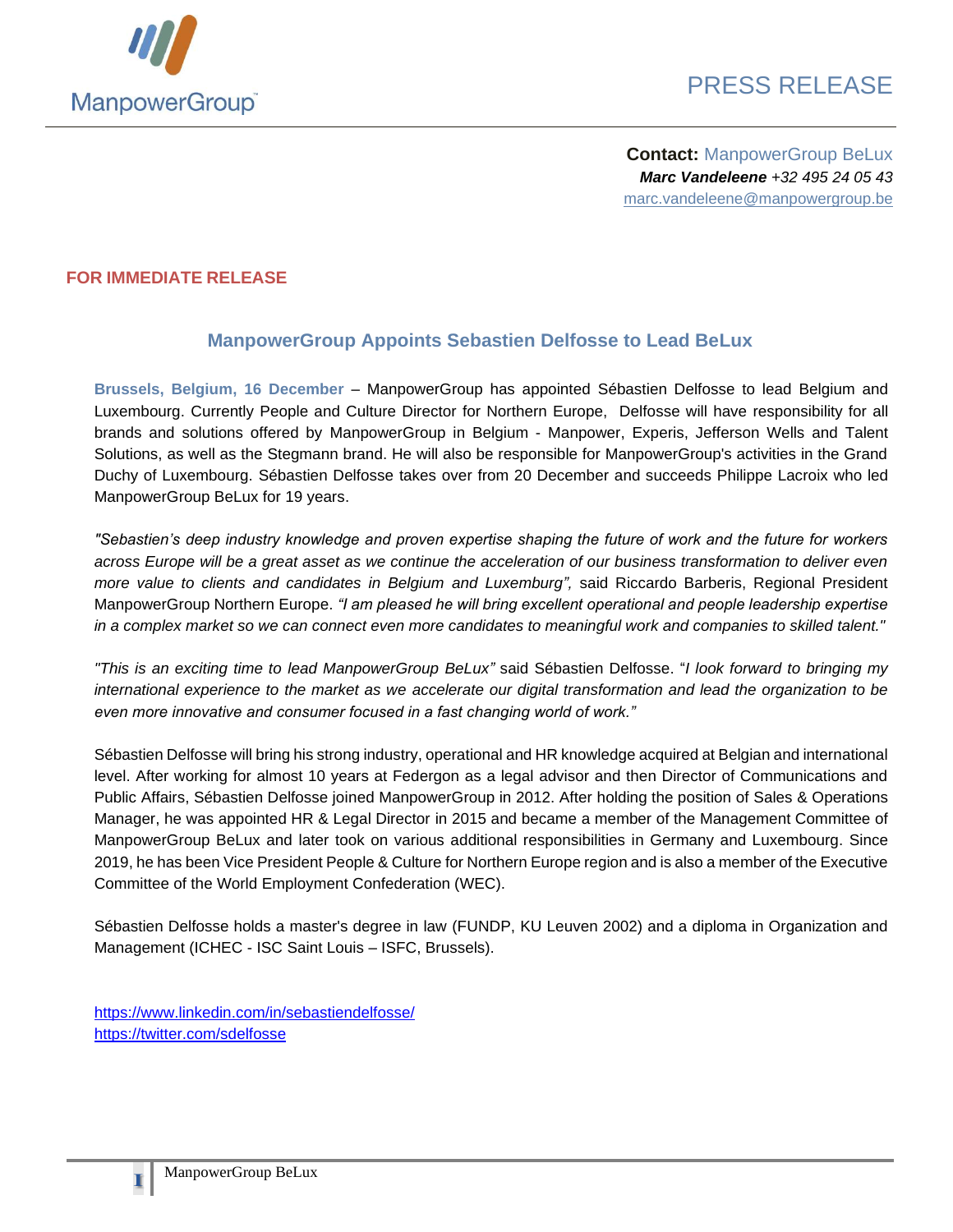ManpowerGroup

PRESS RELEASE

**Contact:** ManpowerGroup BeLux
***Marc Vandeleene*** *+32 495 24 05 43*
marc.vandeleene@manpowergroup.be

**FOR IMMEDIATE RELEASE**

## ManpowerGroup Appoints Sebastien Delfosse to Lead BeLux

**Brussels, Belgium, 16 December** – ManpowerGroup has appointed Sébastien Delfosse to lead Belgium and Luxembourg. Currently People and Culture Director for Northern Europe, Delfosse will have responsibility for all brands and solutions offered by ManpowerGroup in Belgium - Manpower, Experis, Jefferson Wells and Talent Solutions, as well as the Stegmann brand. He will also be responsible for ManpowerGroup's activities in the Grand Duchy of Luxembourg. Sébastien Delfosse takes over from 20 December and succeeds Philippe Lacroix who led ManpowerGroup BeLux for 19 years.

*"Sebastien's deep industry knowledge and proven expertise shaping the future of work and the future for workers across Europe will be a great asset as we continue the acceleration of our business transformation to deliver even more value to clients and candidates in Belgium and Luxemburg",* said Riccardo Barberis, Regional President ManpowerGroup Northern Europe. *"I am pleased he will bring excellent operational and people leadership expertise in a complex market so we can connect even more candidates to meaningful work and companies to skilled talent."*

*"This is an exciting time to lead ManpowerGroup BeLux"* said Sébastien Delfosse. "*I look forward to bringing my international experience to the market as we accelerate our digital transformation and lead the organization to be even more innovative and consumer focused in a fast changing world of work."*

Sébastien Delfosse will bring his strong industry, operational and HR knowledge acquired at Belgian and international level. After working for almost 10 years at Federgon as a legal advisor and then Director of Communications and Public Affairs, Sébastien Delfosse joined ManpowerGroup in 2012. After holding the position of Sales & Operations Manager, he was appointed HR & Legal Director in 2015 and became a member of the Management Committee of ManpowerGroup BeLux and later took on various additional responsibilities in Germany and Luxembourg. Since 2019, he has been Vice President People & Culture for Northern Europe region and is also a member of the Executive Committee of the World Employment Confederation (WEC).

Sébastien Delfosse holds a master's degree in law (FUNDP, KU Leuven 2002) and a diploma in Organization and Management (ICHEC - ISC Saint Louis – ISFC, Brussels).

https://www.linkedin.com/in/sebastiendelfosse/
https://twitter.com/sdelfosse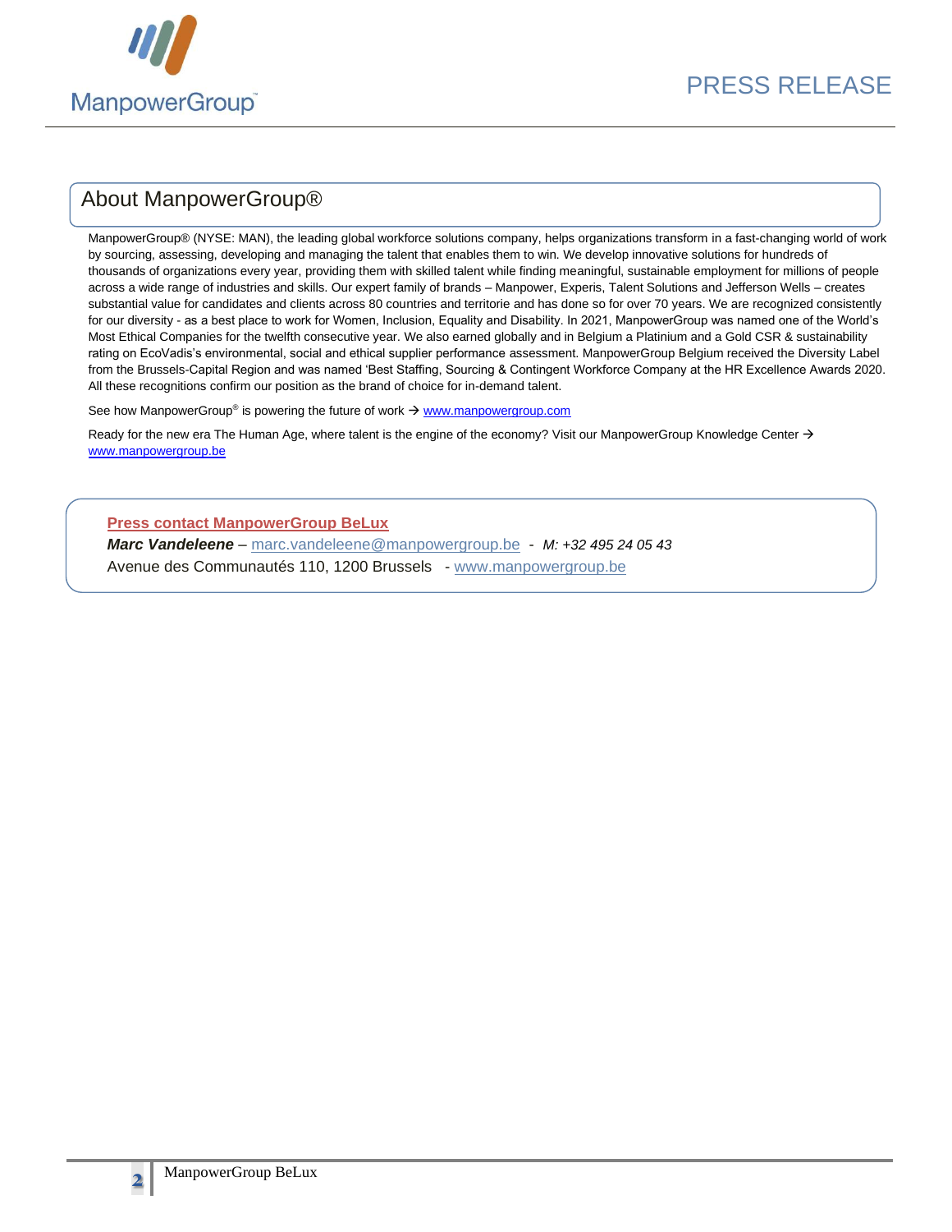## About ManpowerGroup®

ManpowerGroup® (NYSE: MAN), the leading global workforce solutions company, helps organizations transform in a fast-changing world of work by sourcing, assessing, developing and managing the talent that enables them to win. We develop innovative solutions for hundreds of thousands of organizations every year, providing them with skilled talent while finding meaningful, sustainable employment for millions of people across a wide range of industries and skills. Our expert family of brands – Manpower, Experis, Talent Solutions and Jefferson Wells – creates substantial value for candidates and clients across 80 countries and territorie and has done so for over 70 years. We are recognized consistently for our diversity - as a best place to work for Women, Inclusion, Equality and Disability. In 2021, ManpowerGroup was named one of the World's Most Ethical Companies for the twelfth consecutive year. We also earned globally and in Belgium a Platinium and a Gold CSR & sustainability rating on EcoVadis's environmental, social and ethical supplier performance assessment. ManpowerGroup Belgium received the Diversity Label from the Brussels-Capital Region and was named 'Best Staffing, Sourcing & Contingent Workforce Company at the HR Excellence Awards 2020. All these recognitions confirm our position as the brand of choice for in-demand talent.

See how ManpowerGroup® is powering the future of work → www.manpowergroup.com

Ready for the new era The Human Age, where talent is the engine of the economy? Visit our ManpowerGroup Knowledge Center → www.manpowergroup.be

**Press contact ManpowerGroup BeLux**

***Marc Vandeleene*** – marc.vandeleene@manpowergroup.be - *M: +32 495 24 05 43*

Avenue des Communautés 110, 1200 Brussels - www.manpowergroup.be